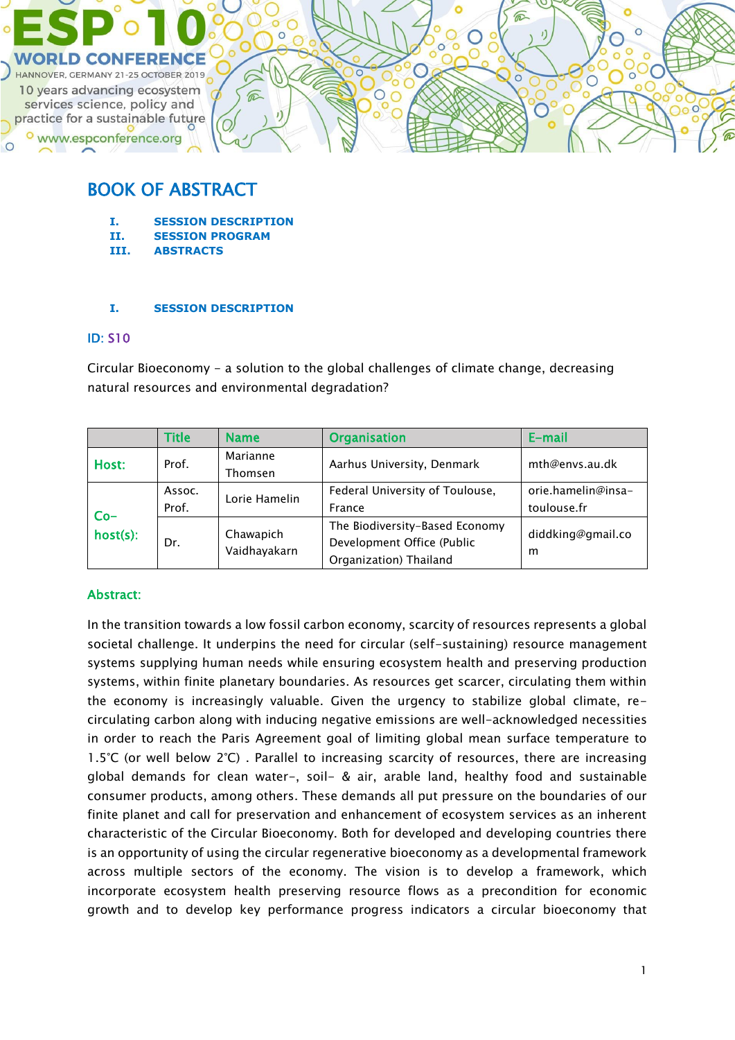# BOOK OF ABSTRACT

I. SESSION DESCRIPTION
II. SESSION PROGRAM
III. ABSTRACTS

## I. SESSION DESCRIPTION

**ID: S10**

Circular Bioeconomy – a solution to the global challenges of climate change, decreasing natural resources and environmental degradation?

| | Title | Name | Organisation | E-mail |
|---|---|---|---|---|
| **Host:** | Prof. | Marianne Thomsen | Aarhus University, Denmark | mth@envs.au.dk |
| **Co-host(s):** | Assoc. Prof. | Lorie Hamelin | Federal University of Toulouse, France | orie.hamelin@insa-toulouse.fr |
| | Dr. | Chawapich Vaidhayakarn | The Biodiversity-Based Economy Development Office (Public Organization) Thailand | diddking@gmail.com |

**Abstract:**

In the transition towards a low fossil carbon economy, scarcity of resources represents a global societal challenge. It underpins the need for circular (self-sustaining) resource management systems supplying human needs while ensuring ecosystem health and preserving production systems, within finite planetary boundaries. As resources get scarcer, circulating them within the economy is increasingly valuable. Given the urgency to stabilize global climate, re-circulating carbon along with inducing negative emissions are well-acknowledged necessities in order to reach the Paris Agreement goal of limiting global mean surface temperature to 1.5°C (or well below 2°C) . Parallel to increasing scarcity of resources, there are increasing global demands for clean water-, soil- & air, arable land, healthy food and sustainable consumer products, among others. These demands all put pressure on the boundaries of our finite planet and call for preservation and enhancement of ecosystem services as an inherent characteristic of the Circular Bioeconomy. Both for developed and developing countries there is an opportunity of using the circular regenerative bioeconomy as a developmental framework across multiple sectors of the economy. The vision is to develop a framework, which incorporate ecosystem health preserving resource flows as a precondition for economic growth and to develop key performance progress indicators a circular bioeconomy that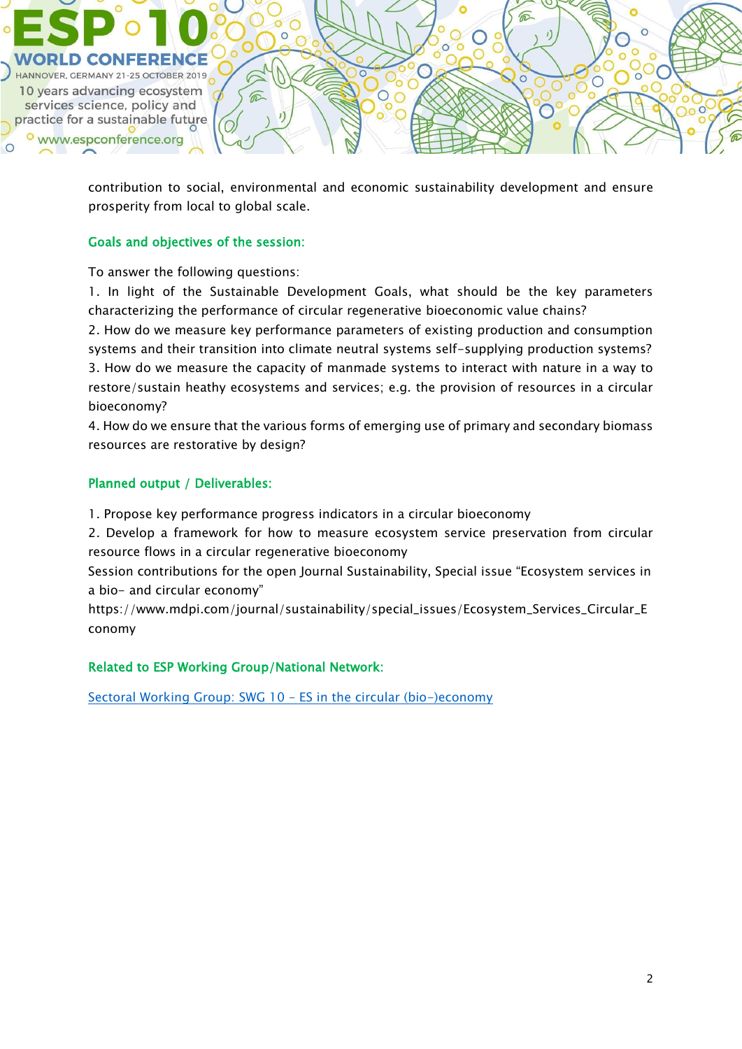contribution to social, environmental and economic sustainability development and ensure prosperity from local to global scale.

### Goals and objectives of the session:

To answer the following questions:

1. In light of the Sustainable Development Goals, what should be the key parameters characterizing the performance of circular regenerative bioeconomic value chains?
2. How do we measure key performance parameters of existing production and consumption systems and their transition into climate neutral systems self-supplying production systems?
3. How do we measure the capacity of manmade systems to interact with nature in a way to restore/sustain heathy ecosystems and services; e.g. the provision of resources in a circular bioeconomy?
4. How do we ensure that the various forms of emerging use of primary and secondary biomass resources are restorative by design?

### Planned output / Deliverables:

1. Propose key performance progress indicators in a circular bioeconomy
2. Develop a framework for how to measure ecosystem service preservation from circular resource flows in a circular regenerative bioeconomy

Session contributions for the open Journal Sustainability, Special issue "Ecosystem services in a bio- and circular economy"
https://www.mdpi.com/journal/sustainability/special_issues/Ecosystem_Services_Circular_Economy

### Related to ESP Working Group/National Network:

[Sectoral Working Group: SWG 10 – ES in the circular (bio-)economy]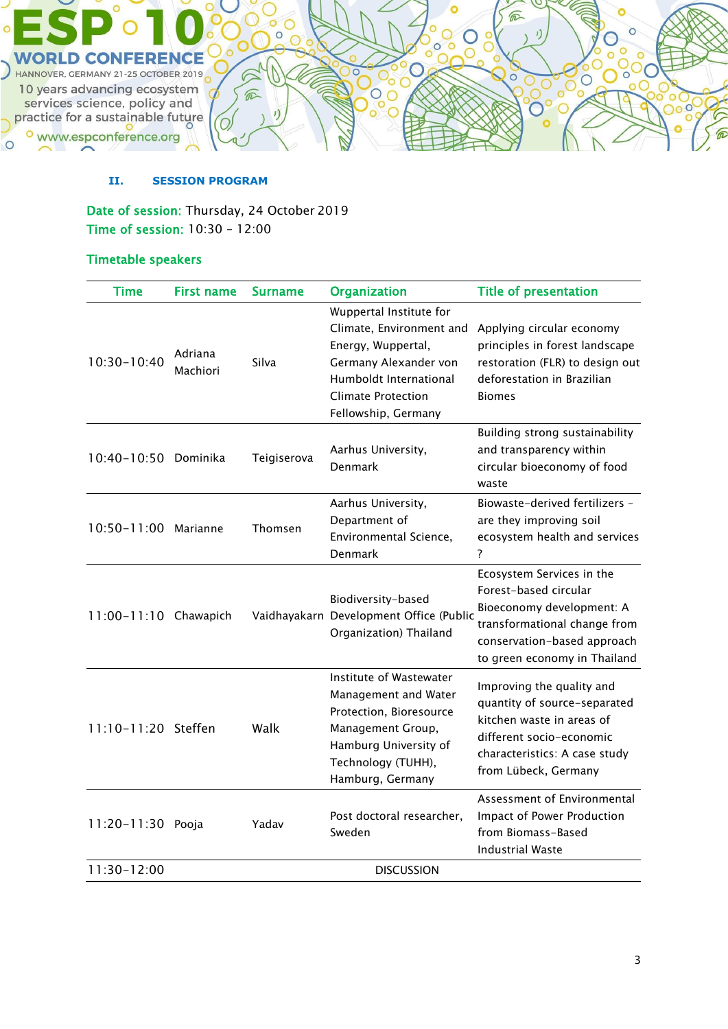## II. SESSION PROGRAM

**Date of session:** Thursday, 24 October 2019
**Time of session:** 10:30 – 12:00

### Timetable speakers

| Time | First name | Surname | Organization | Title of presentation |
|---|---|---|---|---|
| 10:30–10:40 | Adriana Machiori | Silva | Wuppertal Institute for Climate, Environment and Energy, Wuppertal, Germany Alexander von Humboldt International Climate Protection Fellowship, Germany | Applying circular economy principles in forest landscape restoration (FLR) to design out deforestation in Brazilian Biomes |
| 10:40–10:50 | Dominika | Teigiserova | Aarhus University, Denmark | Building strong sustainability and transparency within circular bioeconomy of food waste |
| 10:50–11:00 | Marianne | Thomsen | Aarhus University, Department of Environmental Science, Denmark | Biowaste-derived fertilizers – are they improving soil ecosystem health and services ? |
| 11:00–11:10 | Chawapich | Vaidhayakarn | Biodiversity-based Development Office (Public Organization) Thailand | Ecosystem Services in the Forest-based circular Bioeconomy development: A transformational change from conservation-based approach to green economy in Thailand |
| 11:10–11:20 | Steffen | Walk | Institute of Wastewater Management and Water Protection, Bioresource Management Group, Hamburg University of Technology (TUHH), Hamburg, Germany | Improving the quality and quantity of source-separated kitchen waste in areas of different socio-economic characteristics: A case study from Lübeck, Germany |
| 11:20–11:30 | Pooja | Yadav | Post doctoral researcher, Sweden | Assessment of Environmental Impact of Power Production from Biomass-Based Industrial Waste |
| 11:30–12:00 | | | DISCUSSION | |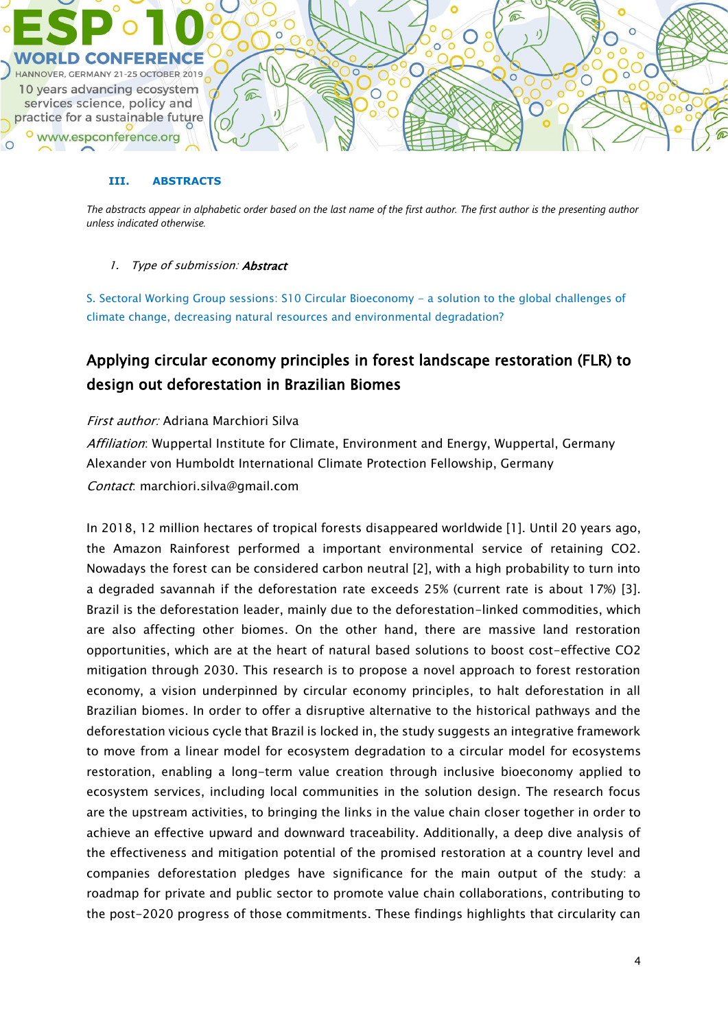## III. ABSTRACTS

*The abstracts appear in alphabetic order based on the last name of the first author. The first author is the presenting author unless indicated otherwise.*

1. *Type of submission:* ***Abstract***

S. Sectoral Working Group sessions: S10 Circular Bioeconomy – a solution to the global challenges of climate change, decreasing natural resources and environmental degradation?

### Applying circular economy principles in forest landscape restoration (FLR) to design out deforestation in Brazilian Biomes

*First author:* Adriana Marchiori Silva

*Affiliation*: Wuppertal Institute for Climate, Environment and Energy, Wuppertal, Germany
Alexander von Humboldt International Climate Protection Fellowship, Germany

*Contact*: marchiori.silva@gmail.com

In 2018, 12 million hectares of tropical forests disappeared worldwide [1]. Until 20 years ago, the Amazon Rainforest performed a important environmental service of retaining $CO_2$. Nowadays the forest can be considered carbon neutral [2], with a high probability to turn into a degraded savannah if the deforestation rate exceeds 25% (current rate is about 17%) [3]. Brazil is the deforestation leader, mainly due to the deforestation-linked commodities, which are also affecting other biomes. On the other hand, there are massive land restoration opportunities, which are at the heart of natural based solutions to boost cost-effective $CO_2$ mitigation through 2030. This research is to propose a novel approach to forest restoration economy, a vision underpinned by circular economy principles, to halt deforestation in all Brazilian biomes. In order to offer a disruptive alternative to the historical pathways and the deforestation vicious cycle that Brazil is locked in, the study suggests an integrative framework to move from a linear model for ecosystem degradation to a circular model for ecosystems restoration, enabling a long-term value creation through inclusive bioeconomy applied to ecosystem services, including local communities in the solution design. The research focus are the upstream activities, to bringing the links in the value chain closer together in order to achieve an effective upward and downward traceability. Additionally, a deep dive analysis of the effectiveness and mitigation potential of the promised restoration at a country level and companies deforestation pledges have significance for the main output of the study: a roadmap for private and public sector to promote value chain collaborations, contributing to the post-2020 progress of those commitments. These findings highlights that circularity can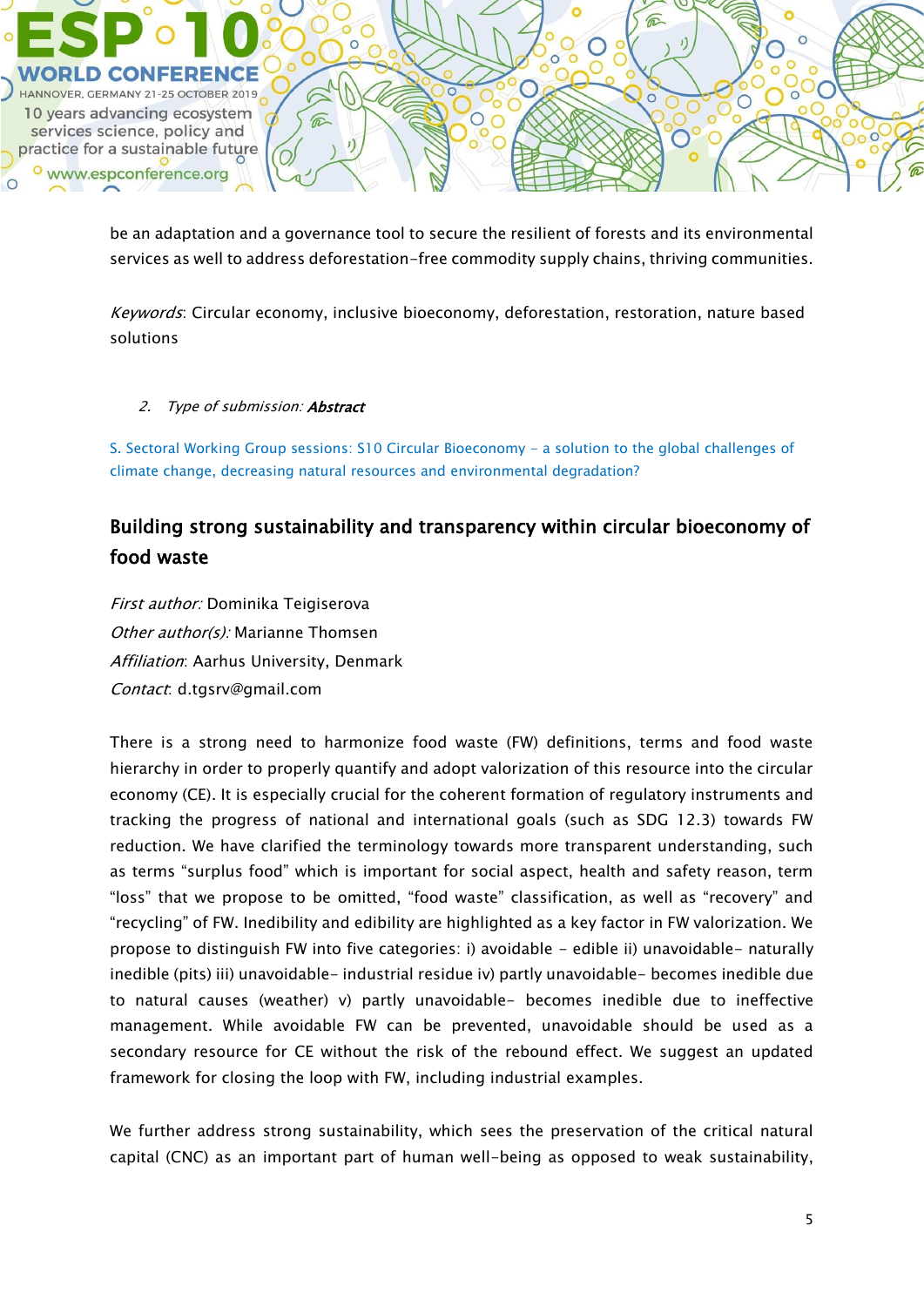be an adaptation and a governance tool to secure the resilient of forests and its environmental services as well to address deforestation-free commodity supply chains, thriving communities.

*Keywords*: Circular economy, inclusive bioeconomy, deforestation, restoration, nature based solutions

2. *Type of submission*: ***Abstract***

S. Sectoral Working Group sessions: S10 Circular Bioeconomy – a solution to the global challenges of climate change, decreasing natural resources and environmental degradation?

## Building strong sustainability and transparency within circular bioeconomy of food waste

*First author:* Dominika Teigiserova
*Other author(s):* Marianne Thomsen
*Affiliation*: Aarhus University, Denmark
*Contact*: d.tgsrv@gmail.com

There is a strong need to harmonize food waste (FW) definitions, terms and food waste hierarchy in order to properly quantify and adopt valorization of this resource into the circular economy (CE). It is especially crucial for the coherent formation of regulatory instruments and tracking the progress of national and international goals (such as SDG 12.3) towards FW reduction. We have clarified the terminology towards more transparent understanding, such as terms "surplus food" which is important for social aspect, health and safety reason, term "loss" that we propose to be omitted, "food waste" classification, as well as "recovery" and "recycling" of FW. Inedibility and edibility are highlighted as a key factor in FW valorization. We propose to distinguish FW into five categories: i) avoidable – edible ii) unavoidable- naturally inedible (pits) iii) unavoidable- industrial residue iv) partly unavoidable- becomes inedible due to natural causes (weather) v) partly unavoidable- becomes inedible due to ineffective management. While avoidable FW can be prevented, unavoidable should be used as a secondary resource for CE without the risk of the rebound effect. We suggest an updated framework for closing the loop with FW, including industrial examples.

We further address strong sustainability, which sees the preservation of the critical natural capital (CNC) as an important part of human well-being as opposed to weak sustainability,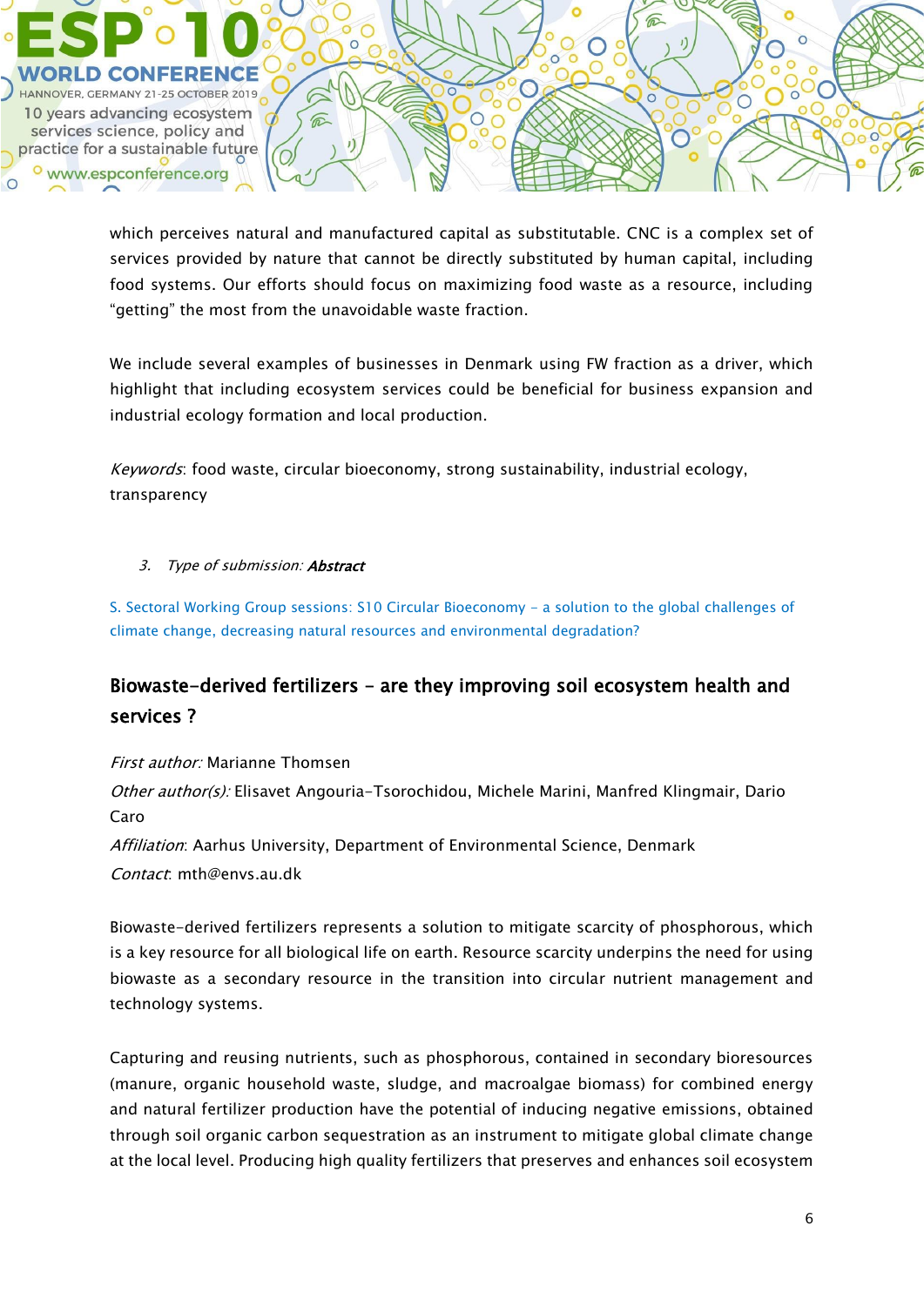which perceives natural and manufactured capital as substitutable. CNC is a complex set of services provided by nature that cannot be directly substituted by human capital, including food systems. Our efforts should focus on maximizing food waste as a resource, including "getting" the most from the unavoidable waste fraction.

We include several examples of businesses in Denmark using FW fraction as a driver, which highlight that including ecosystem services could be beneficial for business expansion and industrial ecology formation and local production.

*Keywords*: food waste, circular bioeconomy, strong sustainability, industrial ecology, transparency

3. *Type of submission:* ***Abstract***

S. Sectoral Working Group sessions: S10 Circular Bioeconomy – a solution to the global challenges of climate change, decreasing natural resources and environmental degradation?

## Biowaste-derived fertilizers – are they improving soil ecosystem health and services ?

*First author:* Marianne Thomsen

*Other author(s):* Elisavet Angouria-Tsorochidou, Michele Marini, Manfred Klingmair, Dario Caro

*Affiliation*: Aarhus University, Department of Environmental Science, Denmark

*Contact*: mth@envs.au.dk

Biowaste-derived fertilizers represents a solution to mitigate scarcity of phosphorous, which is a key resource for all biological life on earth. Resource scarcity underpins the need for using biowaste as a secondary resource in the transition into circular nutrient management and technology systems.

Capturing and reusing nutrients, such as phosphorous, contained in secondary bioresources (manure, organic household waste, sludge, and macroalgae biomass) for combined energy and natural fertilizer production have the potential of inducing negative emissions, obtained through soil organic carbon sequestration as an instrument to mitigate global climate change at the local level. Producing high quality fertilizers that preserves and enhances soil ecosystem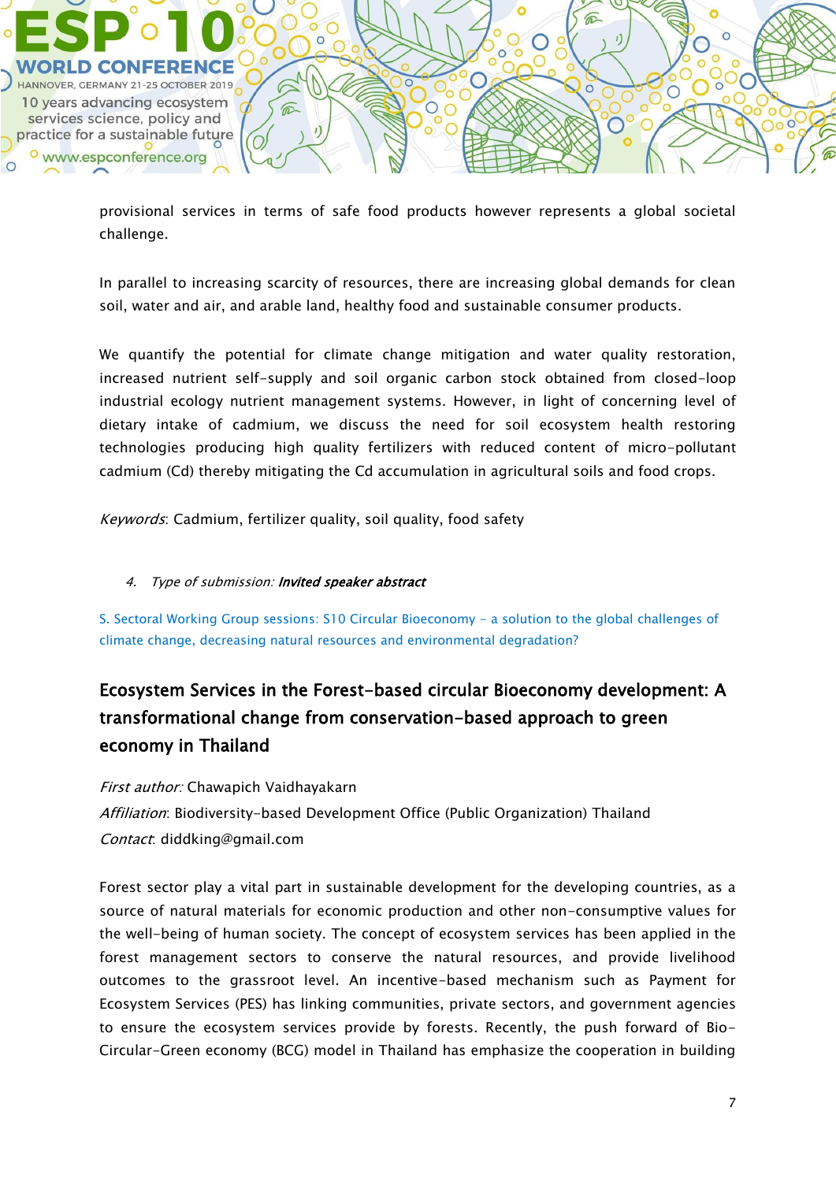provisional services in terms of safe food products however represents a global societal challenge.

In parallel to increasing scarcity of resources, there are increasing global demands for clean soil, water and air, and arable land, healthy food and sustainable consumer products.

We quantify the potential for climate change mitigation and water quality restoration, increased nutrient self-supply and soil organic carbon stock obtained from closed-loop industrial ecology nutrient management systems. However, in light of concerning level of dietary intake of cadmium, we discuss the need for soil ecosystem health restoring technologies producing high quality fertilizers with reduced content of micro-pollutant cadmium (Cd) thereby mitigating the Cd accumulation in agricultural soils and food crops.

*Keywords*: Cadmium, fertilizer quality, soil quality, food safety

4. *Type of submission:* ***Invited speaker abstract***

S. Sectoral Working Group sessions: S10 Circular Bioeconomy – a solution to the global challenges of climate change, decreasing natural resources and environmental degradation?

## Ecosystem Services in the Forest-based circular Bioeconomy development: A transformational change from conservation-based approach to green economy in Thailand

*First author:* Chawapich Vaidhayakarn
*Affiliation*: Biodiversity-based Development Office (Public Organization) Thailand
*Contact*: diddking@gmail.com

Forest sector play a vital part in sustainable development for the developing countries, as a source of natural materials for economic production and other non-consumptive values for the well-being of human society. The concept of ecosystem services has been applied in the forest management sectors to conserve the natural resources, and provide livelihood outcomes to the grassroot level. An incentive-based mechanism such as Payment for Ecosystem Services (PES) has linking communities, private sectors, and government agencies to ensure the ecosystem services provide by forests. Recently, the push forward of Bio-Circular-Green economy (BCG) model in Thailand has emphasize the cooperation in building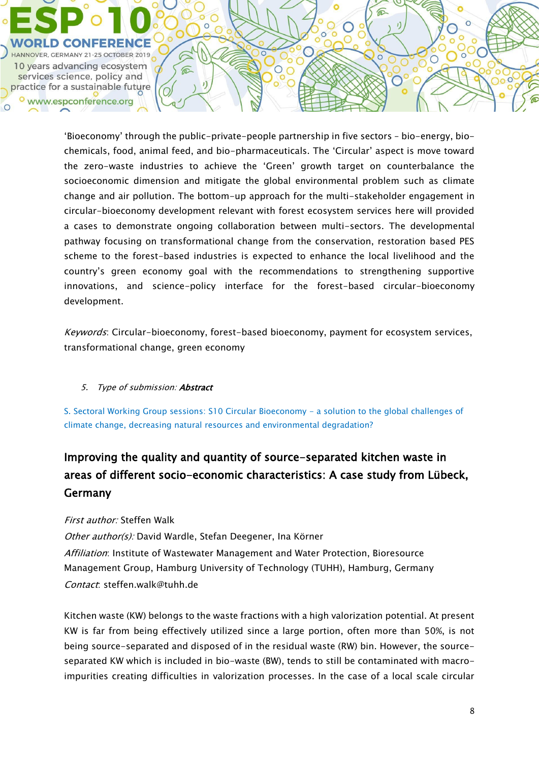'Bioeconomy' through the public-private-people partnership in five sectors – bio-energy, bio-chemicals, food, animal feed, and bio-pharmaceuticals. The 'Circular' aspect is move toward the zero-waste industries to achieve the 'Green' growth target on counterbalance the socioeconomic dimension and mitigate the global environmental problem such as climate change and air pollution. The bottom-up approach for the multi-stakeholder engagement in circular-bioeconomy development relevant with forest ecosystem services here will provided a cases to demonstrate ongoing collaboration between multi-sectors. The developmental pathway focusing on transformational change from the conservation, restoration based PES scheme to the forest-based industries is expected to enhance the local livelihood and the country's green economy goal with the recommendations to strengthening supportive innovations, and science-policy interface for the forest-based circular-bioeconomy development.

*Keywords*: Circular-bioeconomy, forest-based bioeconomy, payment for ecosystem services, transformational change, green economy

5. *Type of submission:* ***Abstract***

S. Sectoral Working Group sessions: S10 Circular Bioeconomy – a solution to the global challenges of climate change, decreasing natural resources and environmental degradation?

## Improving the quality and quantity of source-separated kitchen waste in areas of different socio-economic characteristics: A case study from Lübeck, Germany

*First author:* Steffen Walk
*Other author(s):* David Wardle, Stefan Deegener, Ina Körner
*Affiliation*: Institute of Wastewater Management and Water Protection, Bioresource Management Group, Hamburg University of Technology (TUHH), Hamburg, Germany
*Contact*: steffen.walk@tuhh.de

Kitchen waste (KW) belongs to the waste fractions with a high valorization potential. At present KW is far from being effectively utilized since a large portion, often more than 50%, is not being source-separated and disposed of in the residual waste (RW) bin. However, the source-separated KW which is included in bio-waste (BW), tends to still be contaminated with macro-impurities creating difficulties in valorization processes. In the case of a local scale circular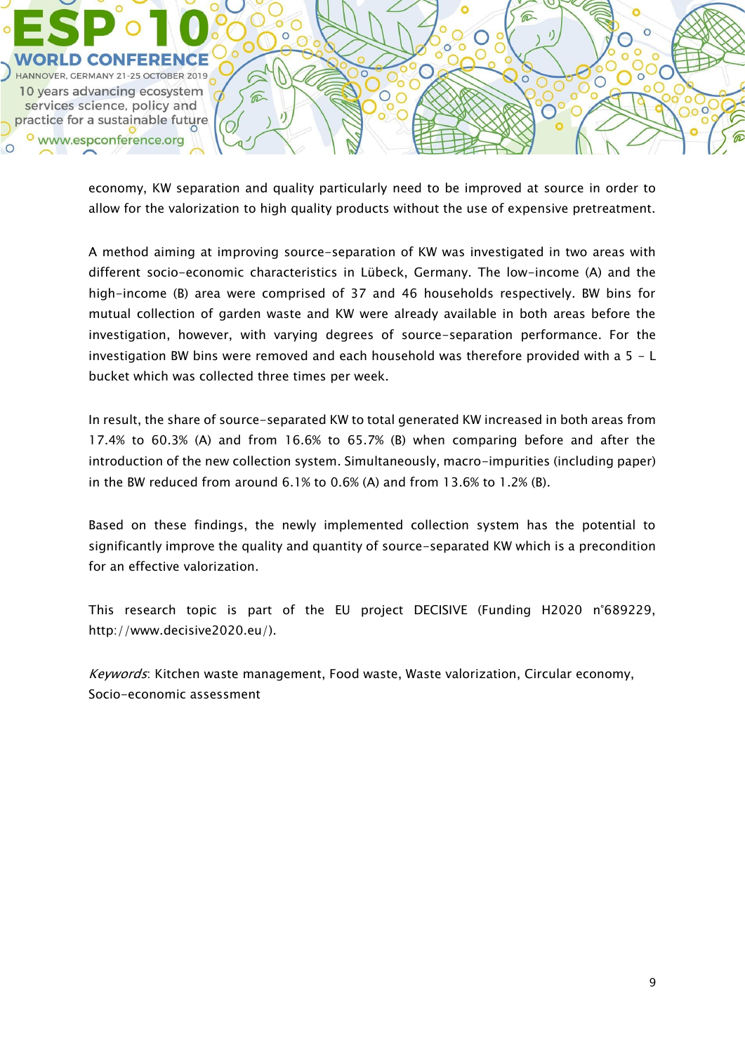economy, KW separation and quality particularly need to be improved at source in order to allow for the valorization to high quality products without the use of expensive pretreatment.

A method aiming at improving source-separation of KW was investigated in two areas with different socio-economic characteristics in Lübeck, Germany. The low-income (A) and the high-income (B) area were comprised of 37 and 46 households respectively. BW bins for mutual collection of garden waste and KW were already available in both areas before the investigation, however, with varying degrees of source-separation performance. For the investigation BW bins were removed and each household was therefore provided with a 5 - L bucket which was collected three times per week.

In result, the share of source-separated KW to total generated KW increased in both areas from 17.4% to 60.3% (A) and from 16.6% to 65.7% (B) when comparing before and after the introduction of the new collection system. Simultaneously, macro-impurities (including paper) in the BW reduced from around 6.1% to 0.6% (A) and from 13.6% to 1.2% (B).

Based on these findings, the newly implemented collection system has the potential to significantly improve the quality and quantity of source-separated KW which is a precondition for an effective valorization.

This research topic is part of the EU project DECISIVE (Funding H2020 n°689229, http://www.decisive2020.eu/).

*Keywords*: Kitchen waste management, Food waste, Waste valorization, Circular economy, Socio-economic assessment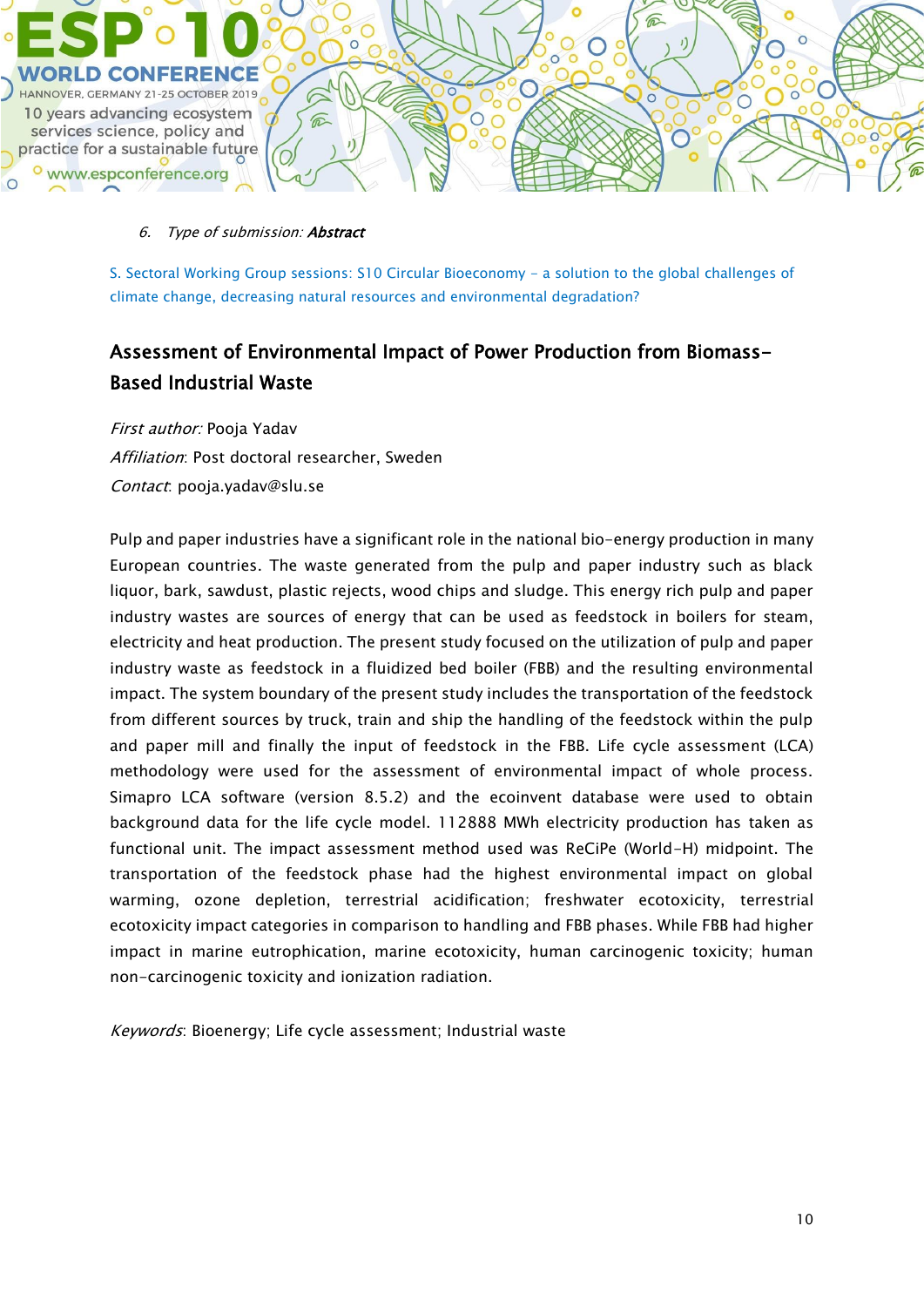6. *Type of submission:* ***Abstract***

S. Sectoral Working Group sessions: S10 Circular Bioeconomy – a solution to the global challenges of climate change, decreasing natural resources and environmental degradation?

## Assessment of Environmental Impact of Power Production from Biomass-Based Industrial Waste

*First author:* Pooja Yadav  
*Affiliation*: Post doctoral researcher, Sweden  
*Contact*: pooja.yadav@slu.se

Pulp and paper industries have a significant role in the national bio-energy production in many European countries. The waste generated from the pulp and paper industry such as black liquor, bark, sawdust, plastic rejects, wood chips and sludge. This energy rich pulp and paper industry wastes are sources of energy that can be used as feedstock in boilers for steam, electricity and heat production. The present study focused on the utilization of pulp and paper industry waste as feedstock in a fluidized bed boiler (FBB) and the resulting environmental impact. The system boundary of the present study includes the transportation of the feedstock from different sources by truck, train and ship the handling of the feedstock within the pulp and paper mill and finally the input of feedstock in the FBB. Life cycle assessment (LCA) methodology were used for the assessment of environmental impact of whole process. Simapro LCA software (version 8.5.2) and the ecoinvent database were used to obtain background data for the life cycle model. 112888 MWh electricity production has taken as functional unit. The impact assessment method used was ReCiPe (World-H) midpoint. The transportation of the feedstock phase had the highest environmental impact on global warming, ozone depletion, terrestrial acidification; freshwater ecotoxicity, terrestrial ecotoxicity impact categories in comparison to handling and FBB phases. While FBB had higher impact in marine eutrophication, marine ecotoxicity, human carcinogenic toxicity; human non-carcinogenic toxicity and ionization radiation.

*Keywords*: Bioenergy; Life cycle assessment; Industrial waste